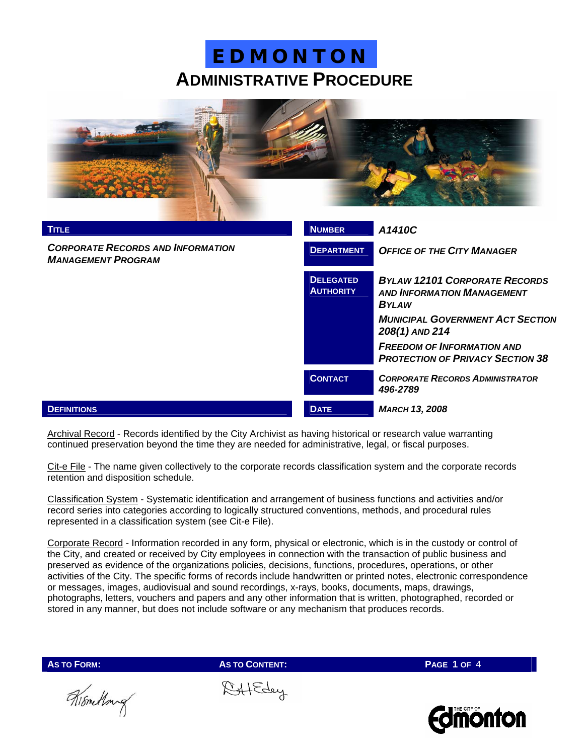# EDMONTON

# ADMINISTRATIVE PROCEDURE

| TITLE | NUMBER | A1410C |
|---|---|---|
| *CORPORATE RECORDS AND INFORMATION MANAGEMENT PROGRAM* | DEPARTMENT | *OFFICE OF THE CITY MANAGER* |
| | DELEGATED AUTHORITY | *BYLAW 12101 CORPORATE RECORDS AND INFORMATION MANAGEMENT BYLAW*<br>*MUNICIPAL GOVERNMENT ACT SECTION 208(1) AND 214*<br>*FREEDOM OF INFORMATION AND PROTECTION OF PRIVACY SECTION 38* |
| | CONTACT | *CORPORATE RECORDS ADMINISTRATOR 496-2789* |
| **DEFINITIONS** | DATE | *MARCH 13, 2008* |

Archival Record - Records identified by the City Archivist as having historical or research value warranting continued preservation beyond the time they are needed for administrative, legal, or fiscal purposes.

Cit-e File - The name given collectively to the corporate records classification system and the corporate records retention and disposition schedule.

Classification System - Systematic identification and arrangement of business functions and activities and/or record series into categories according to logically structured conventions, methods, and procedural rules represented in a classification system (see Cit-e File).

Corporate Record - Information recorded in any form, physical or electronic, which is in the custody or control of the City, and created or received by City employees in connection with the transaction of public business and preserved as evidence of the organizations policies, decisions, functions, procedures, operations, or other activities of the City. The specific forms of records include handwritten or printed notes, electronic correspondence or messages, images, audiovisual and sound recordings, x-rays, books, documents, maps, drawings, photographs, letters, vouchers and papers and any other information that is written, photographed, recorded or stored in any manner, but does not include software or any mechanism that produces records.

**AS TO FORM:** **AS TO CONTENT:**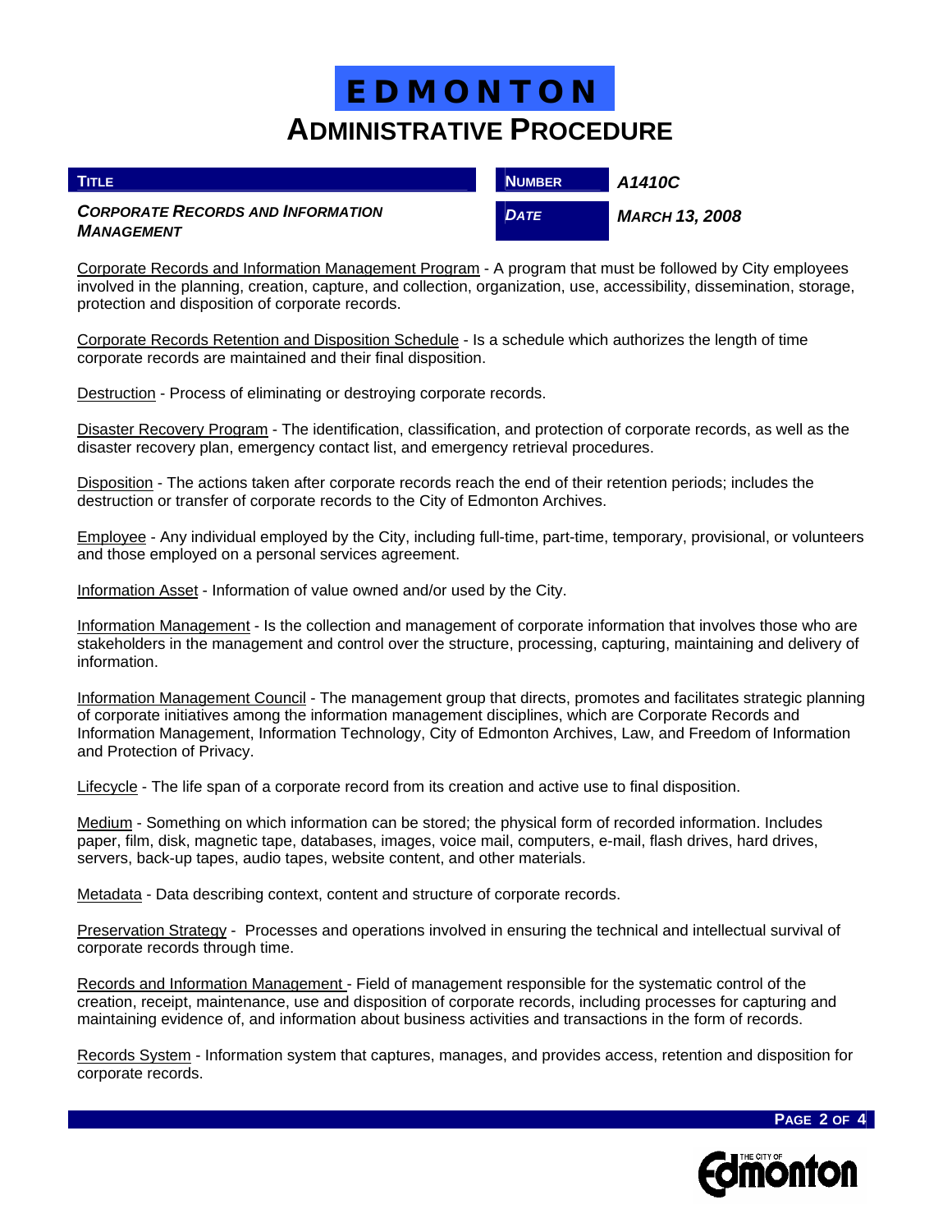Corporate Records and Information Management Program - A program that must be followed by City employees involved in the planning, creation, capture, and collection, organization, use, accessibility, dissemination, storage, protection and disposition of corporate records.

Corporate Records Retention and Disposition Schedule - Is a schedule which authorizes the length of time corporate records are maintained and their final disposition.

Destruction - Process of eliminating or destroying corporate records.

Disaster Recovery Program - The identification, classification, and protection of corporate records, as well as the disaster recovery plan, emergency contact list, and emergency retrieval procedures.

Disposition - The actions taken after corporate records reach the end of their retention periods; includes the destruction or transfer of corporate records to the City of Edmonton Archives.

Employee - Any individual employed by the City, including full-time, part-time, temporary, provisional, or volunteers and those employed on a personal services agreement.

Information Asset - Information of value owned and/or used by the City.

Information Management - Is the collection and management of corporate information that involves those who are stakeholders in the management and control over the structure, processing, capturing, maintaining and delivery of information.

Information Management Council - The management group that directs, promotes and facilitates strategic planning of corporate initiatives among the information management disciplines, which are Corporate Records and Information Management, Information Technology, City of Edmonton Archives, Law, and Freedom of Information and Protection of Privacy.

Lifecycle - The life span of a corporate record from its creation and active use to final disposition.

Medium - Something on which information can be stored; the physical form of recorded information. Includes paper, film, disk, magnetic tape, databases, images, voice mail, computers, e-mail, flash drives, hard drives, servers, back-up tapes, audio tapes, website content, and other materials.

Metadata - Data describing context, content and structure of corporate records.

Preservation Strategy - Processes and operations involved in ensuring the technical and intellectual survival of corporate records through time.

Records and Information Management - Field of management responsible for the systematic control of the creation, receipt, maintenance, use and disposition of corporate records, including processes for capturing and maintaining evidence of, and information about business activities and transactions in the form of records.

Records System - Information system that captures, manages, and provides access, retention and disposition for corporate records.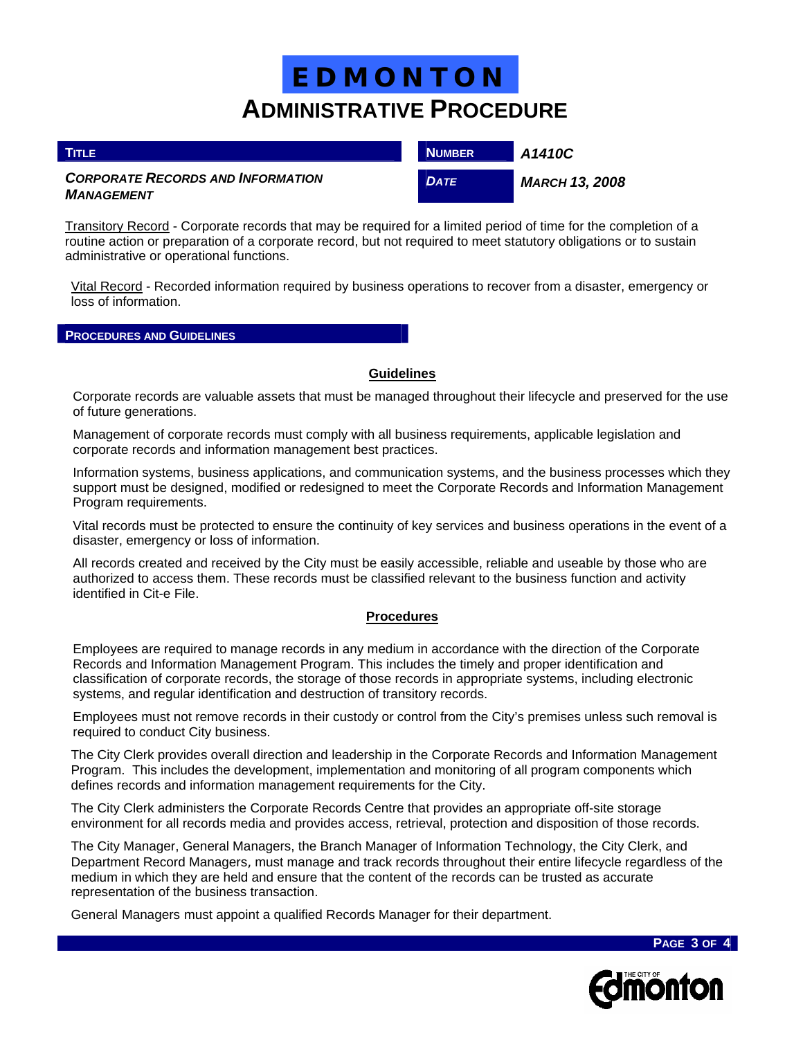Transitory Record - Corporate records that may be required for a limited period of time for the completion of a routine action or preparation of a corporate record, but not required to meet statutory obligations or to sustain administrative or operational functions.

Vital Record - Recorded information required by business operations to recover from a disaster, emergency or loss of information.

## PROCEDURES AND GUIDELINES

### Guidelines

Corporate records are valuable assets that must be managed throughout their lifecycle and preserved for the use of future generations.

Management of corporate records must comply with all business requirements, applicable legislation and corporate records and information management best practices.

Information systems, business applications, and communication systems, and the business processes which they support must be designed, modified or redesigned to meet the Corporate Records and Information Management Program requirements.

Vital records must be protected to ensure the continuity of key services and business operations in the event of a disaster, emergency or loss of information.

All records created and received by the City must be easily accessible, reliable and useable by those who are authorized to access them. These records must be classified relevant to the business function and activity identified in Cit-e File.

### Procedures

Employees are required to manage records in any medium in accordance with the direction of the Corporate Records and Information Management Program. This includes the timely and proper identification and classification of corporate records, the storage of those records in appropriate systems, including electronic systems, and regular identification and destruction of transitory records.

Employees must not remove records in their custody or control from the City's premises unless such removal is required to conduct City business.

The City Clerk provides overall direction and leadership in the Corporate Records and Information Management Program. This includes the development, implementation and monitoring of all program components which defines records and information management requirements for the City.

The City Clerk administers the Corporate Records Centre that provides an appropriate off-site storage environment for all records media and provides access, retrieval, protection and disposition of those records.

The City Manager, General Managers, the Branch Manager of Information Technology, the City Clerk, and Department Record Managers, must manage and track records throughout their entire lifecycle regardless of the medium in which they are held and ensure that the content of the records can be trusted as accurate representation of the business transaction.

General Managers must appoint a qualified Records Manager for their department.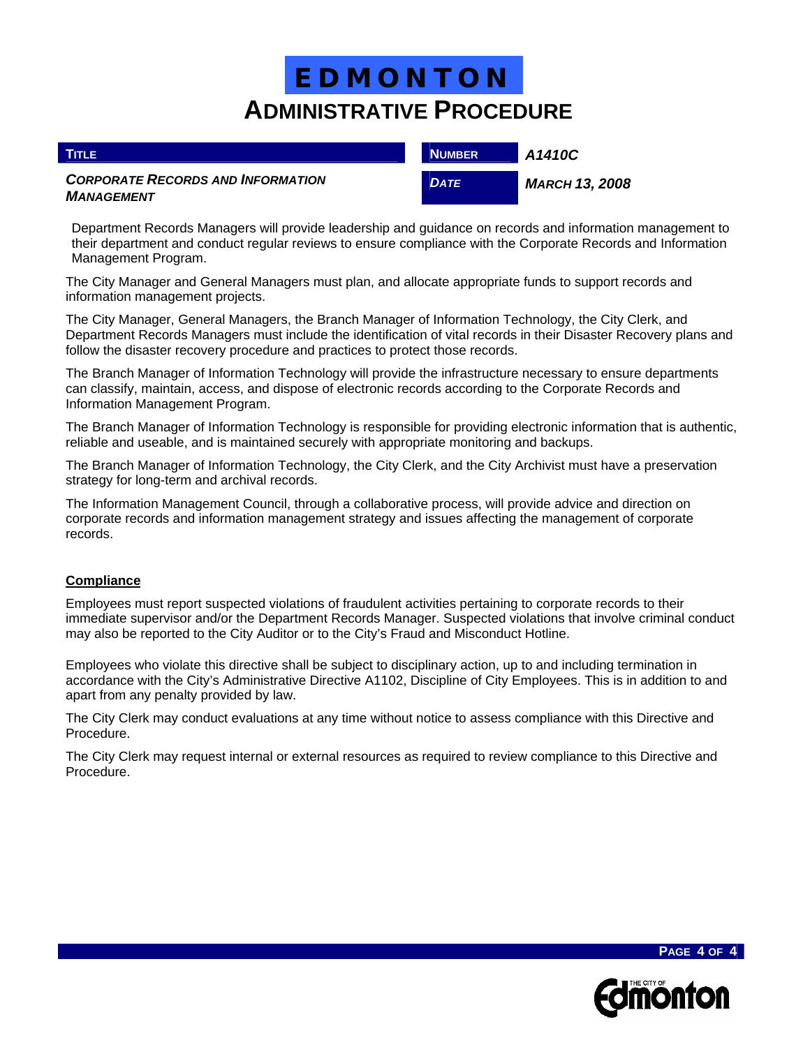Department Records Managers will provide leadership and guidance on records and information management to their department and conduct regular reviews to ensure compliance with the Corporate Records and Information Management Program.

The City Manager and General Managers must plan, and allocate appropriate funds to support records and information management projects.

The City Manager, General Managers, the Branch Manager of Information Technology, the City Clerk, and Department Records Managers must include the identification of vital records in their Disaster Recovery plans and follow the disaster recovery procedure and practices to protect those records.

The Branch Manager of Information Technology will provide the infrastructure necessary to ensure departments can classify, maintain, access, and dispose of electronic records according to the Corporate Records and Information Management Program.

The Branch Manager of Information Technology is responsible for providing electronic information that is authentic, reliable and useable, and is maintained securely with appropriate monitoring and backups.

The Branch Manager of Information Technology, the City Clerk, and the City Archivist must have a preservation strategy for long-term and archival records.

The Information Management Council, through a collaborative process, will provide advice and direction on corporate records and information management strategy and issues affecting the management of corporate records.

## Compliance

Employees must report suspected violations of fraudulent activities pertaining to corporate records to their immediate supervisor and/or the Department Records Manager. Suspected violations that involve criminal conduct may also be reported to the City Auditor or to the City's Fraud and Misconduct Hotline.

Employees who violate this directive shall be subject to disciplinary action, up to and including termination in accordance with the City's Administrative Directive A1102, Discipline of City Employees. This is in addition to and apart from any penalty provided by law.

The City Clerk may conduct evaluations at any time without notice to assess compliance with this Directive and Procedure.

The City Clerk may request internal or external resources as required to review compliance to this Directive and Procedure.